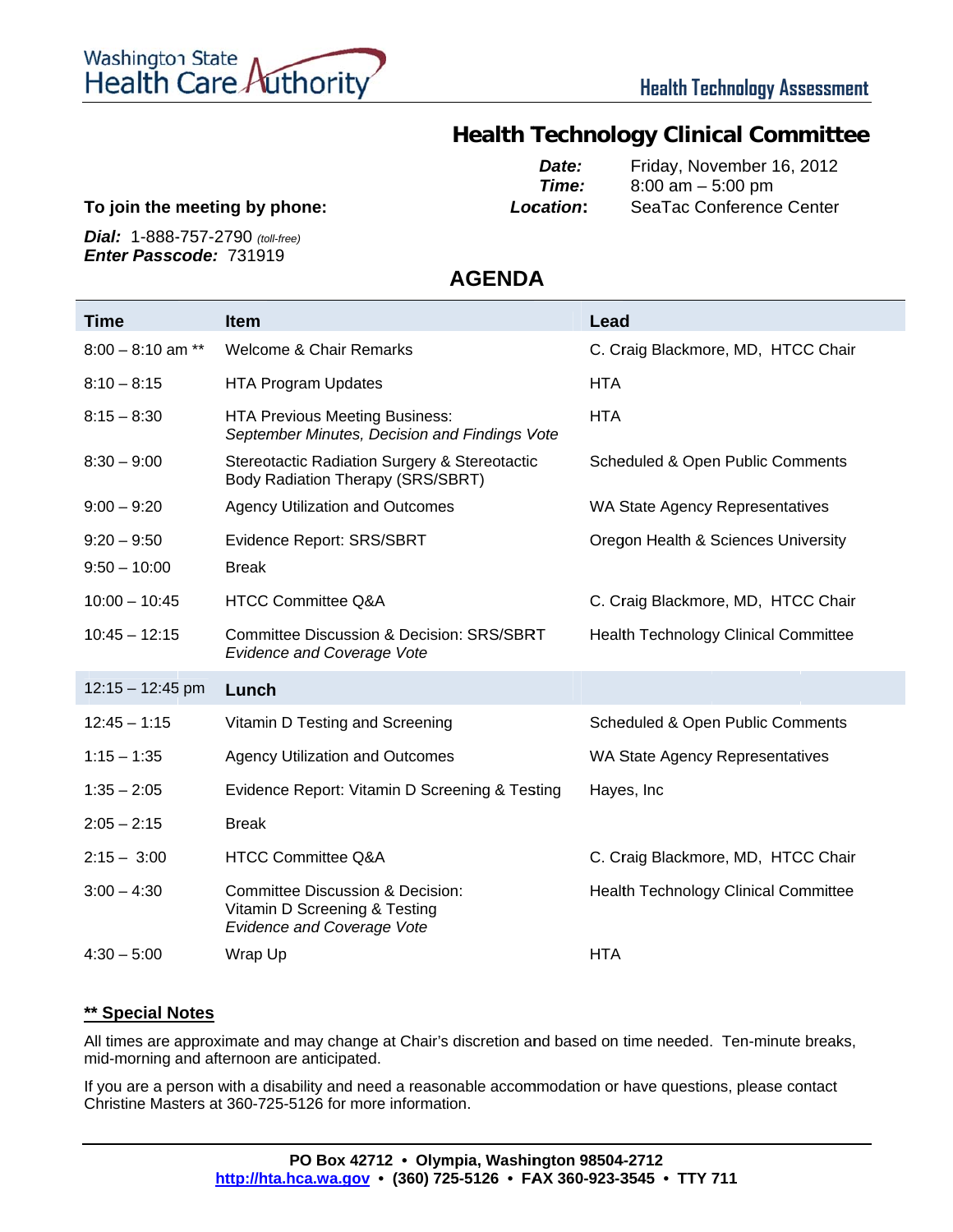Washington State Health Care Authority

Health Technology Assessment

# Health Technology Clinical Committee

**Date:** Friday, November 16, 2012
**Time:** 8:00 am – 5:00 pm
**Location:** SeaTac Conference Center

**To join the meeting by phone:**

***Dial:*** 1-888-757-2790 *(toll-free)*
***Enter Passcode:*** 731919

## AGENDA

| Time | Item | Lead |
|---|---|---|
| 8:00 – 8:10 am ** | Welcome & Chair Remarks | C. Craig Blackmore, MD, HTCC Chair |
| 8:10 – 8:15 | HTA Program Updates | HTA |
| 8:15 – 8:30 | HTA Previous Meeting Business: *September Minutes, Decision and Findings Vote* | HTA |
| 8:30 – 9:00 | Stereotactic Radiation Surgery & Stereotactic Body Radiation Therapy (SRS/SBRT) | Scheduled & Open Public Comments |
| 9:00 – 9:20 | Agency Utilization and Outcomes | WA State Agency Representatives |
| 9:20 – 9:50 | Evidence Report: SRS/SBRT | Oregon Health & Sciences University |
| 9:50 – 10:00 | Break | |
| 10:00 – 10:45 | HTCC Committee Q&A | C. Craig Blackmore, MD, HTCC Chair |
| 10:45 – 12:15 | Committee Discussion & Decision: SRS/SBRT *Evidence and Coverage Vote* | Health Technology Clinical Committee |
| 12:15 – 12:45 pm | **Lunch** | |
| 12:45 – 1:15 | Vitamin D Testing and Screening | Scheduled & Open Public Comments |
| 1:15 – 1:35 | Agency Utilization and Outcomes | WA State Agency Representatives |
| 1:35 – 2:05 | Evidence Report: Vitamin D Screening & Testing | Hayes, Inc |
| 2:05 – 2:15 | Break | |
| 2:15 – 3:00 | HTCC Committee Q&A | C. Craig Blackmore, MD, HTCC Chair |
| 3:00 – 4:30 | Committee Discussion & Decision: Vitamin D Screening & Testing *Evidence and Coverage Vote* | Health Technology Clinical Committee |
| 4:30 – 5:00 | Wrap Up | HTA |

**<u>** Special Notes</u>**

All times are approximate and may change at Chair's discretion and based on time needed. Ten-minute breaks, mid-morning and afternoon are anticipated.

If you are a person with a disability and need a reasonable accommodation or have questions, please contact Christine Masters at 360-725-5126 for more information.

**PO Box 42712 • Olympia, Washington 98504-2712**
**http://hta.hca.wa.gov • (360) 725-5126 • FAX 360-923-3545 • TTY 711**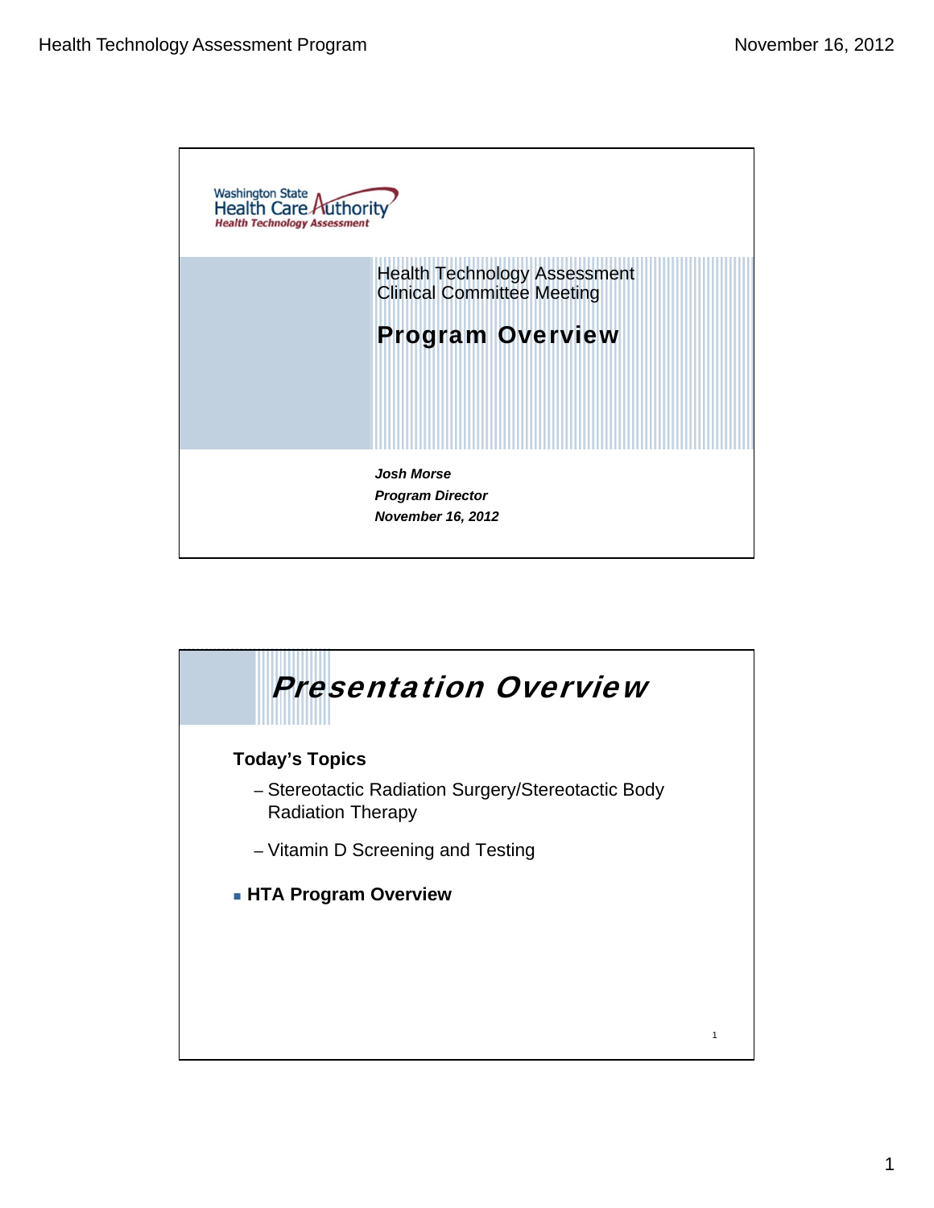Washington State Health Care Authority
Health Technology Assessment

Health Technology Assessment
Clinical Committee Meeting

# Program Overview

***Josh Morse***
***Program Director***
***November 16, 2012***

# *Presentation Overview*

**Today's Topics**

– Stereotactic Radiation Surgery/Stereotactic Body Radiation Therapy

– Vitamin D Screening and Testing

- **HTA Program Overview**

1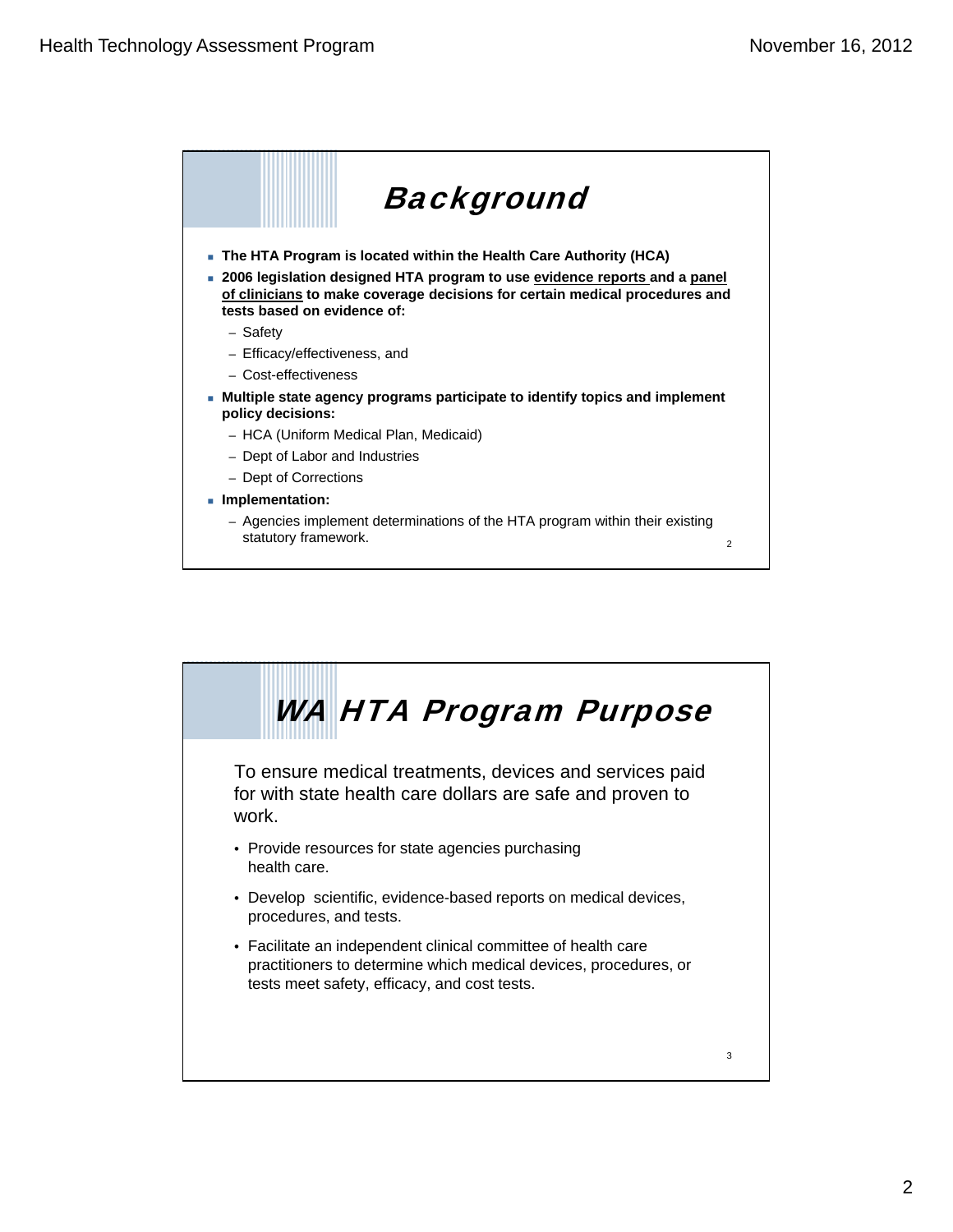# Background

- **The HTA Program is located within the Health Care Authority (HCA)**
- **2006 legislation designed HTA program to use evidence reports and a panel of clinicians to make coverage decisions for certain medical procedures and tests based on evidence of:**
  - Safety
  - Efficacy/effectiveness, and
  - Cost-effectiveness
- **Multiple state agency programs participate to identify topics and implement policy decisions:**
  - HCA (Uniform Medical Plan, Medicaid)
  - Dept of Labor and Industries
  - Dept of Corrections
- **Implementation:**
  - Agencies implement determinations of the HTA program within their existing statutory framework.

# WA HTA Program Purpose

To ensure medical treatments, devices and services paid for with state health care dollars are safe and proven to work.

- Provide resources for state agencies purchasing health care.
- Develop scientific, evidence-based reports on medical devices, procedures, and tests.
- Facilitate an independent clinical committee of health care practitioners to determine which medical devices, procedures, or tests meet safety, efficacy, and cost tests.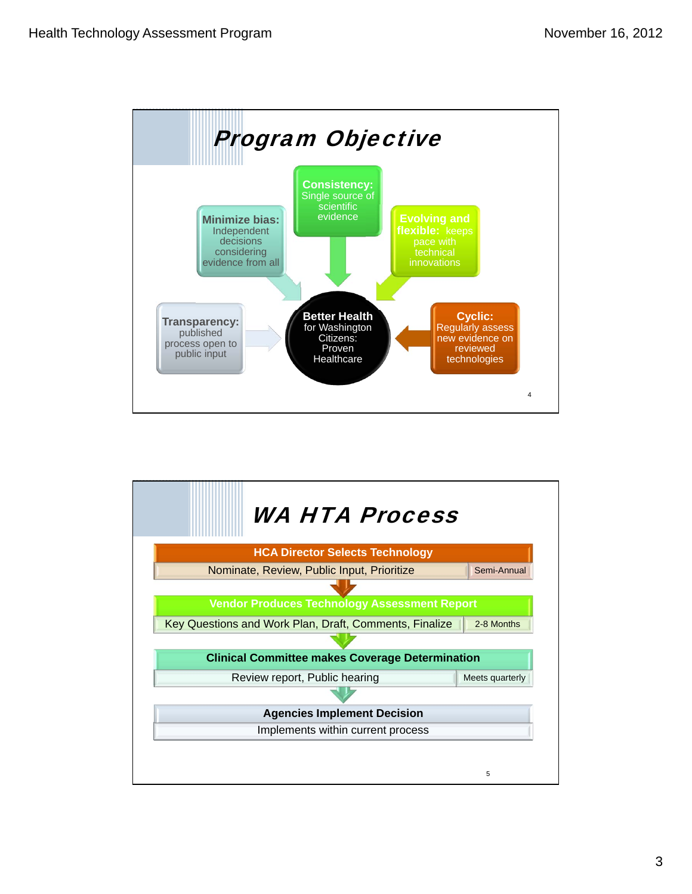## Program Objective

**Consistency:** Single source of scientific evidence

**Minimize bias:** Independent decisions considering evidence from all

**Evolving and flexible:** keeps pace with technical innovations

**Transparency:** published process open to public input

**Better Health** for Washington Citizens: Proven Healthcare

**Cyclic:** Regularly assess new evidence on reviewed technologies

## WA HTA Process

**HCA Director Selects Technology**
Nominate, Review, Public Input, Prioritize — Semi-Annual

**Vendor Produces Technology Assessment Report**
Key Questions and Work Plan, Draft, Comments, Finalize — 2-8 Months

**Clinical Committee makes Coverage Determination**
Review report, Public hearing — Meets quarterly

**Agencies Implement Decision**
Implements within current process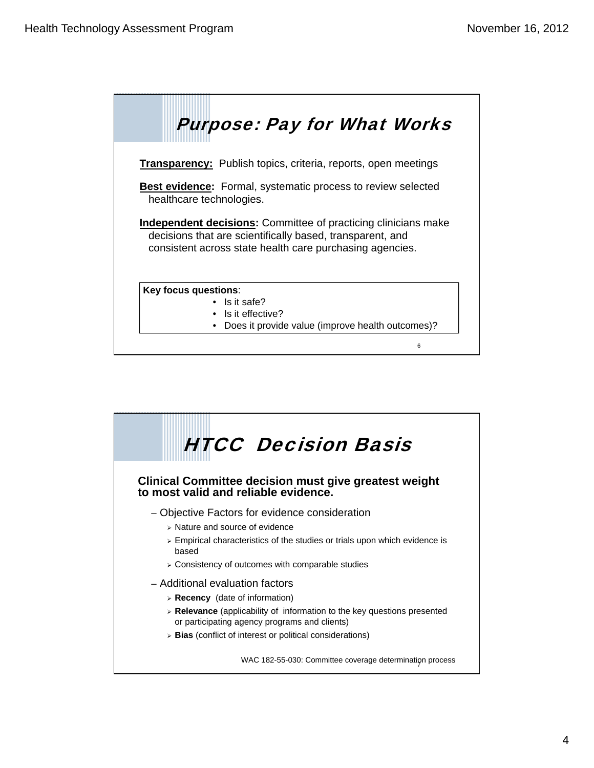## Purpose: Pay for What Works

**Transparency:** Publish topics, criteria, reports, open meetings

**Best evidence:** Formal, systematic process to review selected healthcare technologies.

**Independent decisions:** Committee of practicing clinicians make decisions that are scientifically based, transparent, and consistent across state health care purchasing agencies.

**Key focus questions**:

- Is it safe?
- Is it effective?
- Does it provide value (improve health outcomes)?

## HTCC Decision Basis

**Clinical Committee decision must give greatest weight to most valid and reliable evidence.**

- Objective Factors for evidence consideration
  - Nature and source of evidence
  - Empirical characteristics of the studies or trials upon which evidence is based
  - Consistency of outcomes with comparable studies
- Additional evaluation factors
  - **Recency** (date of information)
  - **Relevance** (applicability of information to the key questions presented or participating agency programs and clients)
  - **Bias** (conflict of interest or political considerations)

WAC 182-55-030: Committee coverage determination process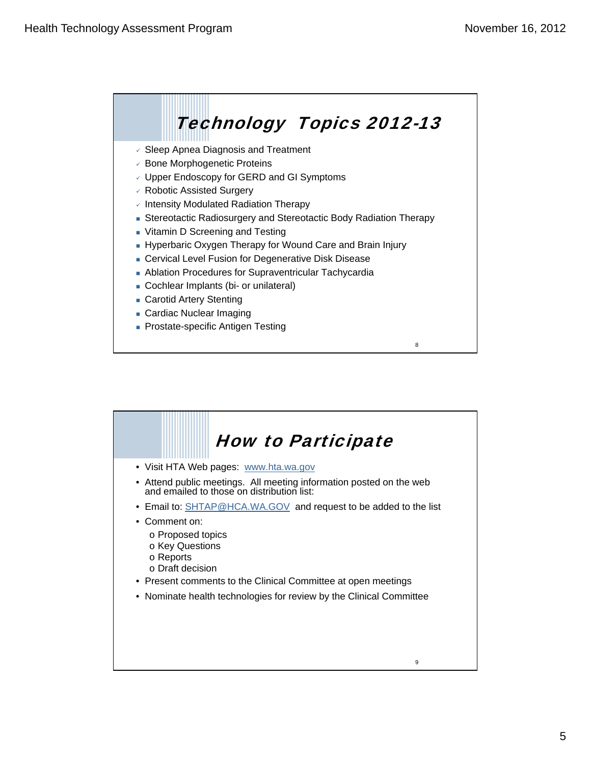## Technology Topics 2012-13

- ✓ Sleep Apnea Diagnosis and Treatment
- ✓ Bone Morphogenetic Proteins
- ✓ Upper Endoscopy for GERD and GI Symptoms
- ✓ Robotic Assisted Surgery
- ✓ Intensity Modulated Radiation Therapy
- Stereotactic Radiosurgery and Stereotactic Body Radiation Therapy
- Vitamin D Screening and Testing
- Hyperbaric Oxygen Therapy for Wound Care and Brain Injury
- Cervical Level Fusion for Degenerative Disk Disease
- Ablation Procedures for Supraventricular Tachycardia
- Cochlear Implants (bi- or unilateral)
- Carotid Artery Stenting
- Cardiac Nuclear Imaging
- Prostate-specific Antigen Testing

## How to Participate

- Visit HTA Web pages: www.hta.wa.gov
- Attend public meetings. All meeting information posted on the web and emailed to those on distribution list:
- Email to: SHTAP@HCA.WA.GOV and request to be added to the list
- Comment on:
  - o Proposed topics
  - o Key Questions
  - o Reports
  - o Draft decision
- Present comments to the Clinical Committee at open meetings
- Nominate health technologies for review by the Clinical Committee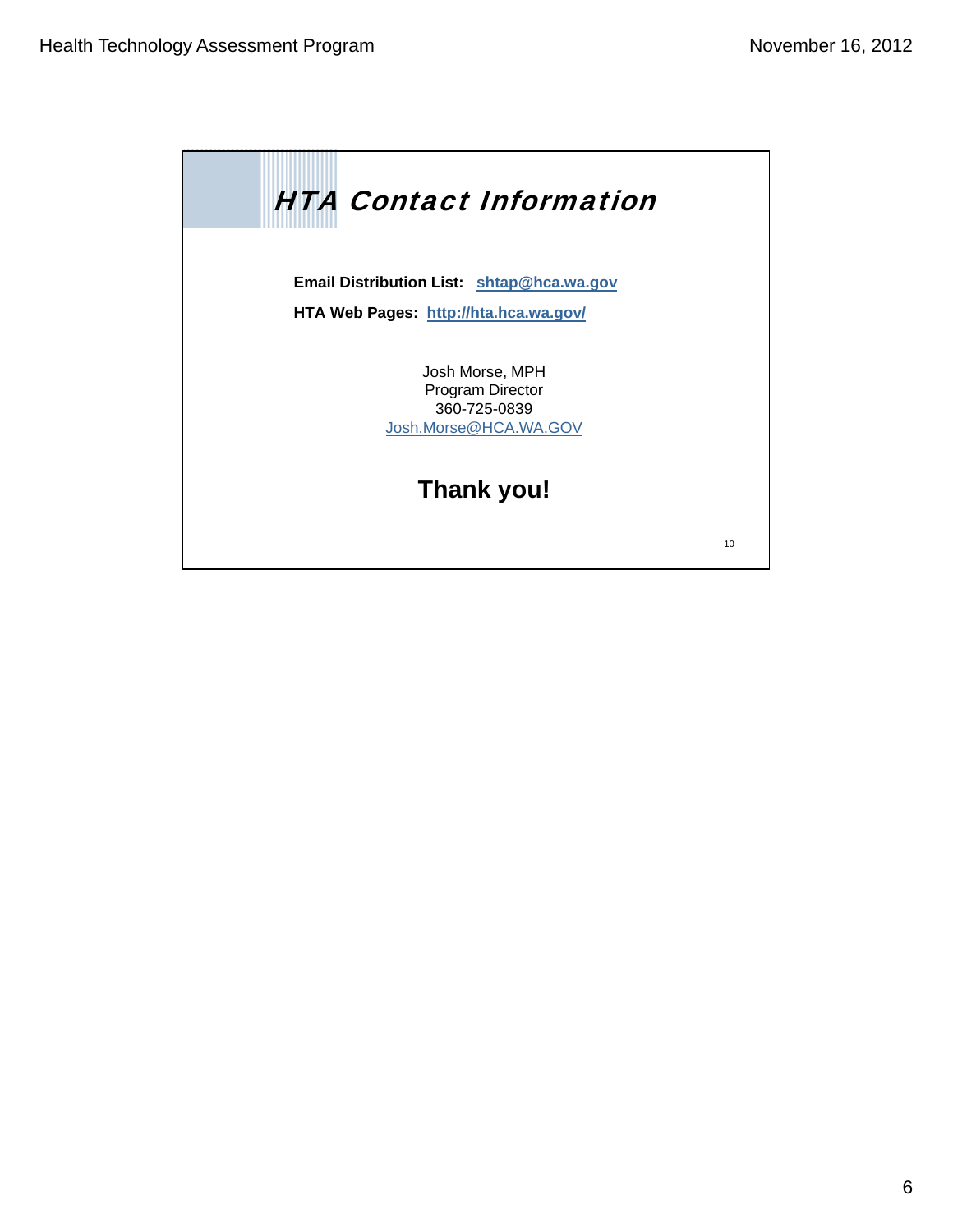## HTA Contact Information

**Email Distribution List:** **shtap@hca.wa.gov**

**HTA Web Pages:** **http://hta.hca.wa.gov/**

Josh Morse, MPH
Program Director
360-725-0839
Josh.Morse@HCA.WA.GOV

**Thank you!**

10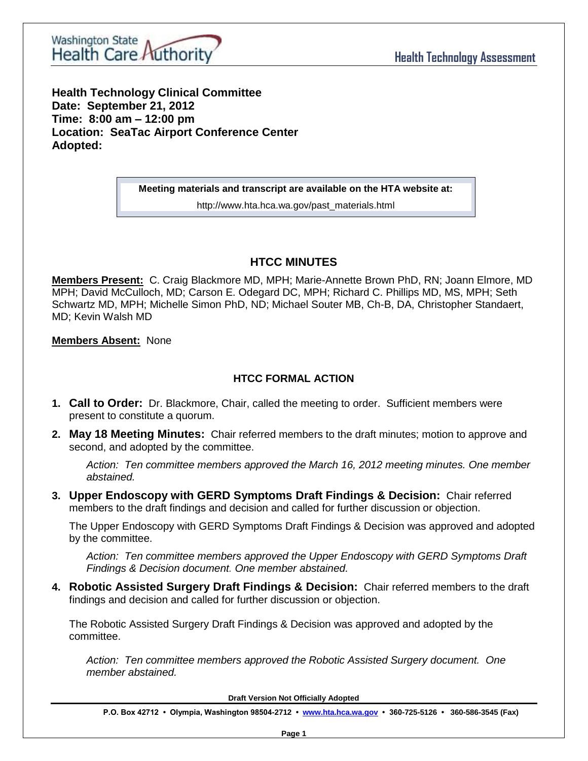**Health Technology Clinical Committee**
**Date: September 21, 2012**
**Time: 8:00 am – 12:00 pm**
**Location: SeaTac Airport Conference Center**
**Adopted:**

> **Meeting materials and transcript are available on the HTA website at:**
> http://www.hta.hca.wa.gov/past_materials.html

## HTCC MINUTES

**Members Present:** C. Craig Blackmore MD, MPH; Marie-Annette Brown PhD, RN; Joann Elmore, MD MPH; David McCulloch, MD; Carson E. Odegard DC, MPH; Richard C. Phillips MD, MS, MPH; Seth Schwartz MD, MPH; Michelle Simon PhD, ND; Michael Souter MB, Ch-B, DA, Christopher Standaert, MD; Kevin Walsh MD

**Members Absent:** None

### HTCC FORMAL ACTION

1. **Call to Order:** Dr. Blackmore, Chair, called the meeting to order. Sufficient members were present to constitute a quorum.

2. **May 18 Meeting Minutes:** Chair referred members to the draft minutes; motion to approve and second, and adopted by the committee.

   *Action: Ten committee members approved the March 16, 2012 meeting minutes. One member abstained.*

3. **Upper Endoscopy with GERD Symptoms Draft Findings & Decision:** Chair referred members to the draft findings and decision and called for further discussion or objection.

   The Upper Endoscopy with GERD Symptoms Draft Findings & Decision was approved and adopted by the committee.

   *Action: Ten committee members approved the Upper Endoscopy with GERD Symptoms Draft Findings & Decision document. One member abstained.*

4. **Robotic Assisted Surgery Draft Findings & Decision:** Chair referred members to the draft findings and decision and called for further discussion or objection.

   The Robotic Assisted Surgery Draft Findings & Decision was approved and adopted by the committee.

   *Action: Ten committee members approved the Robotic Assisted Surgery document. One member abstained.*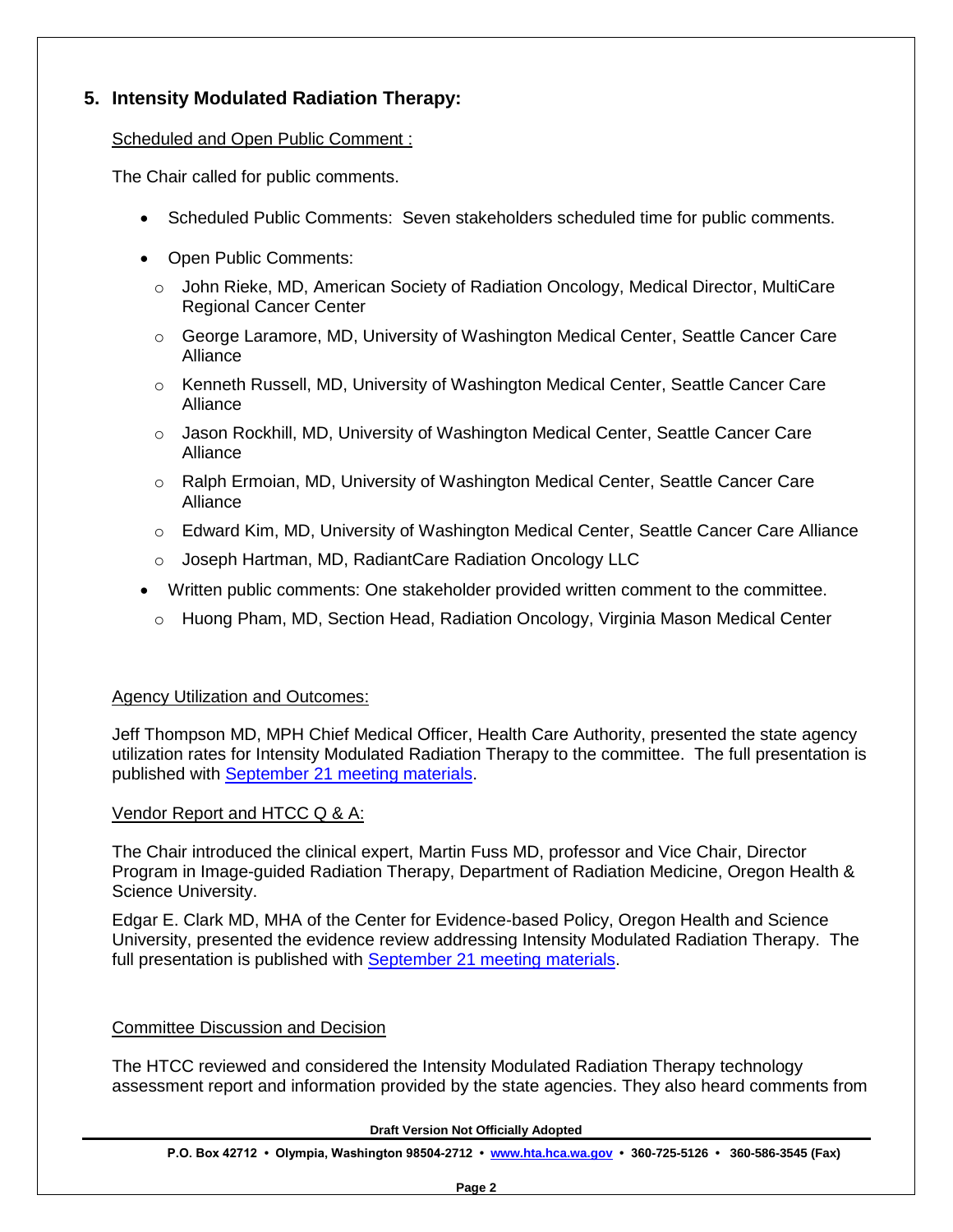## 5. Intensity Modulated Radiation Therapy:

Scheduled and Open Public Comment :

The Chair called for public comments.

- Scheduled Public Comments: Seven stakeholders scheduled time for public comments.
- Open Public Comments:
  - John Rieke, MD, American Society of Radiation Oncology, Medical Director, MultiCare Regional Cancer Center
  - George Laramore, MD, University of Washington Medical Center, Seattle Cancer Care Alliance
  - Kenneth Russell, MD, University of Washington Medical Center, Seattle Cancer Care Alliance
  - Jason Rockhill, MD, University of Washington Medical Center, Seattle Cancer Care Alliance
  - Ralph Ermoian, MD, University of Washington Medical Center, Seattle Cancer Care Alliance
  - Edward Kim, MD, University of Washington Medical Center, Seattle Cancer Care Alliance
  - Joseph Hartman, MD, RadiantCare Radiation Oncology LLC
- Written public comments: One stakeholder provided written comment to the committee.
  - Huong Pham, MD, Section Head, Radiation Oncology, Virginia Mason Medical Center

Agency Utilization and Outcomes:

Jeff Thompson MD, MPH Chief Medical Officer, Health Care Authority, presented the state agency utilization rates for Intensity Modulated Radiation Therapy to the committee. The full presentation is published with September 21 meeting materials.

Vendor Report and HTCC Q & A:

The Chair introduced the clinical expert, Martin Fuss MD, professor and Vice Chair, Director Program in Image-guided Radiation Therapy, Department of Radiation Medicine, Oregon Health & Science University.

Edgar E. Clark MD, MHA of the Center for Evidence-based Policy, Oregon Health and Science University, presented the evidence review addressing Intensity Modulated Radiation Therapy. The full presentation is published with September 21 meeting materials.

Committee Discussion and Decision

The HTCC reviewed and considered the Intensity Modulated Radiation Therapy technology assessment report and information provided by the state agencies. They also heard comments from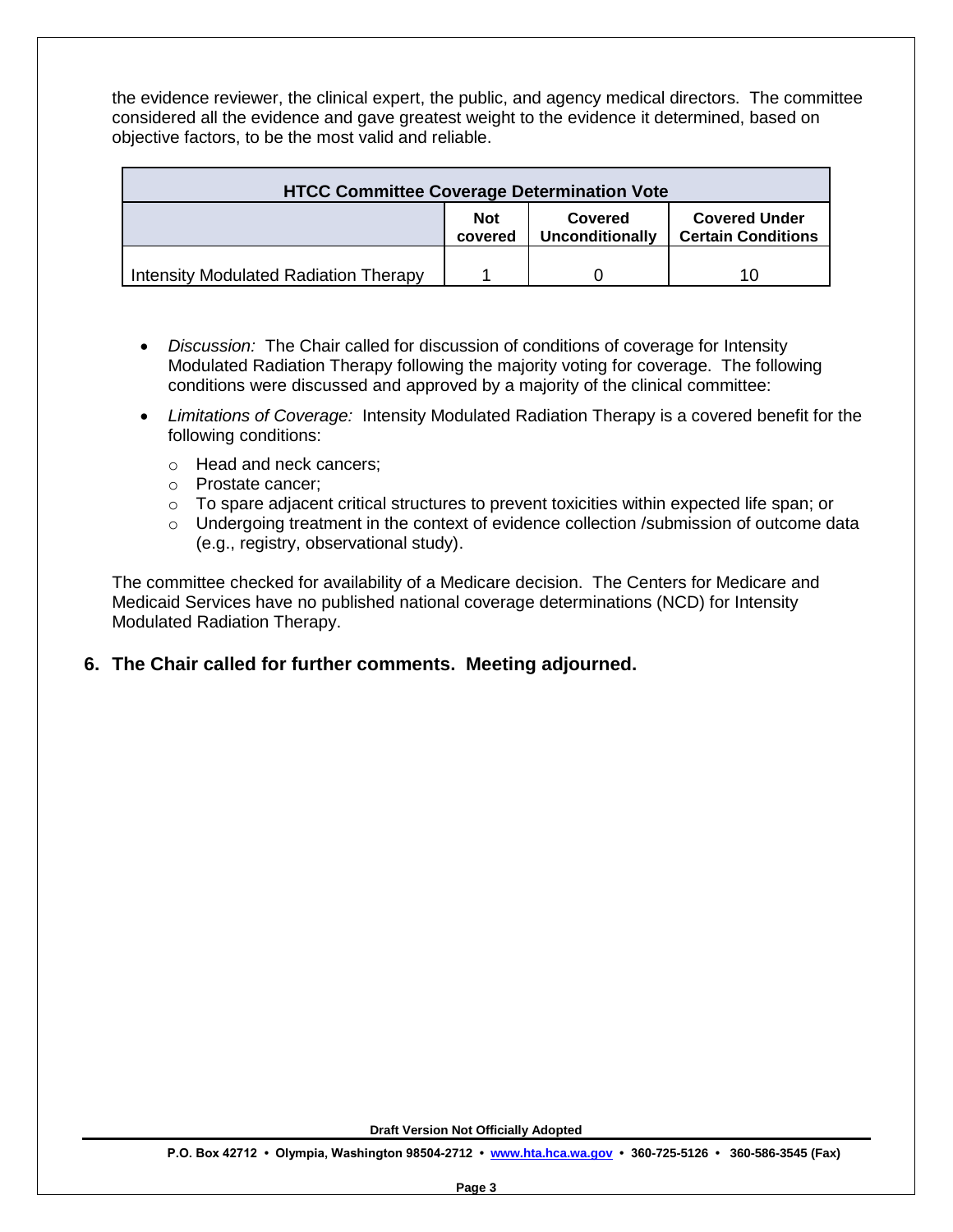the evidence reviewer, the clinical expert, the public, and agency medical directors. The committee considered all the evidence and gave greatest weight to the evidence it determined, based on objective factors, to be the most valid and reliable.

| HTCC Committee Coverage Determination Vote | | | |
|---|---|---|---|
| | **Not covered** | **Covered Unconditionally** | **Covered Under Certain Conditions** |
| Intensity Modulated Radiation Therapy | 1 | 0 | 10 |

- *Discussion:* The Chair called for discussion of conditions of coverage for Intensity Modulated Radiation Therapy following the majority voting for coverage. The following conditions were discussed and approved by a majority of the clinical committee:
- *Limitations of Coverage:* Intensity Modulated Radiation Therapy is a covered benefit for the following conditions:
  - Head and neck cancers;
  - Prostate cancer;
  - To spare adjacent critical structures to prevent toxicities within expected life span; or
  - Undergoing treatment in the context of evidence collection /submission of outcome data (e.g., registry, observational study).

The committee checked for availability of a Medicare decision. The Centers for Medicare and Medicaid Services have no published national coverage determinations (NCD) for Intensity Modulated Radiation Therapy.

**6. The Chair called for further comments. Meeting adjourned.**

**Draft Version Not Officially Adopted**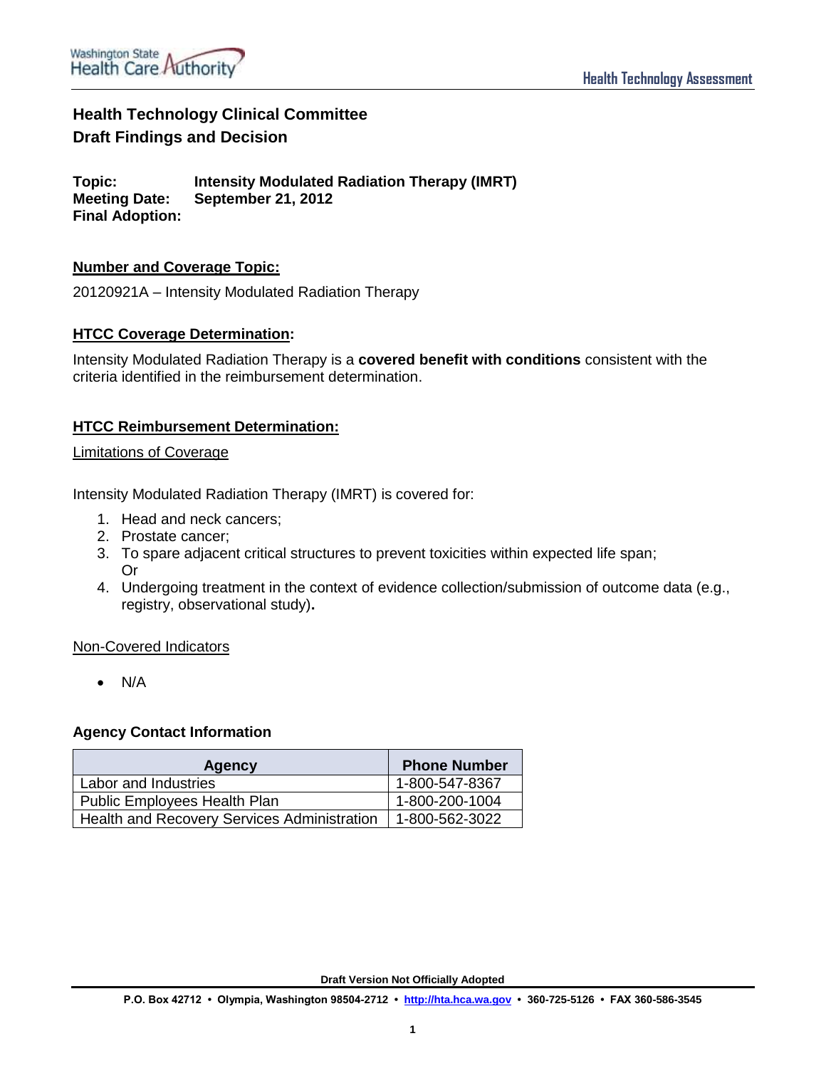# Health Technology Clinical Committee

## Draft Findings and Decision

**Topic:** Intensity Modulated Radiation Therapy (IMRT)
**Meeting Date:** September 21, 2012
**Final Adoption:**

### Number and Coverage Topic:

20120921A – Intensity Modulated Radiation Therapy

### HTCC Coverage Determination:

Intensity Modulated Radiation Therapy is a **covered benefit with conditions** consistent with the criteria identified in the reimbursement determination.

### HTCC Reimbursement Determination:

Limitations of Coverage

Intensity Modulated Radiation Therapy (IMRT) is covered for:

1. Head and neck cancers;
2. Prostate cancer;
3. To spare adjacent critical structures to prevent toxicities within expected life span;
   Or
4. Undergoing treatment in the context of evidence collection/submission of outcome data (e.g., registry, observational study)**.**

Non-Covered Indicators

- N/A

### Agency Contact Information

| Agency | Phone Number |
|---|---|
| Labor and Industries | 1-800-547-8367 |
| Public Employees Health Plan | 1-800-200-1004 |
| Health and Recovery Services Administration | 1-800-562-3022 |

**Draft Version Not Officially Adopted**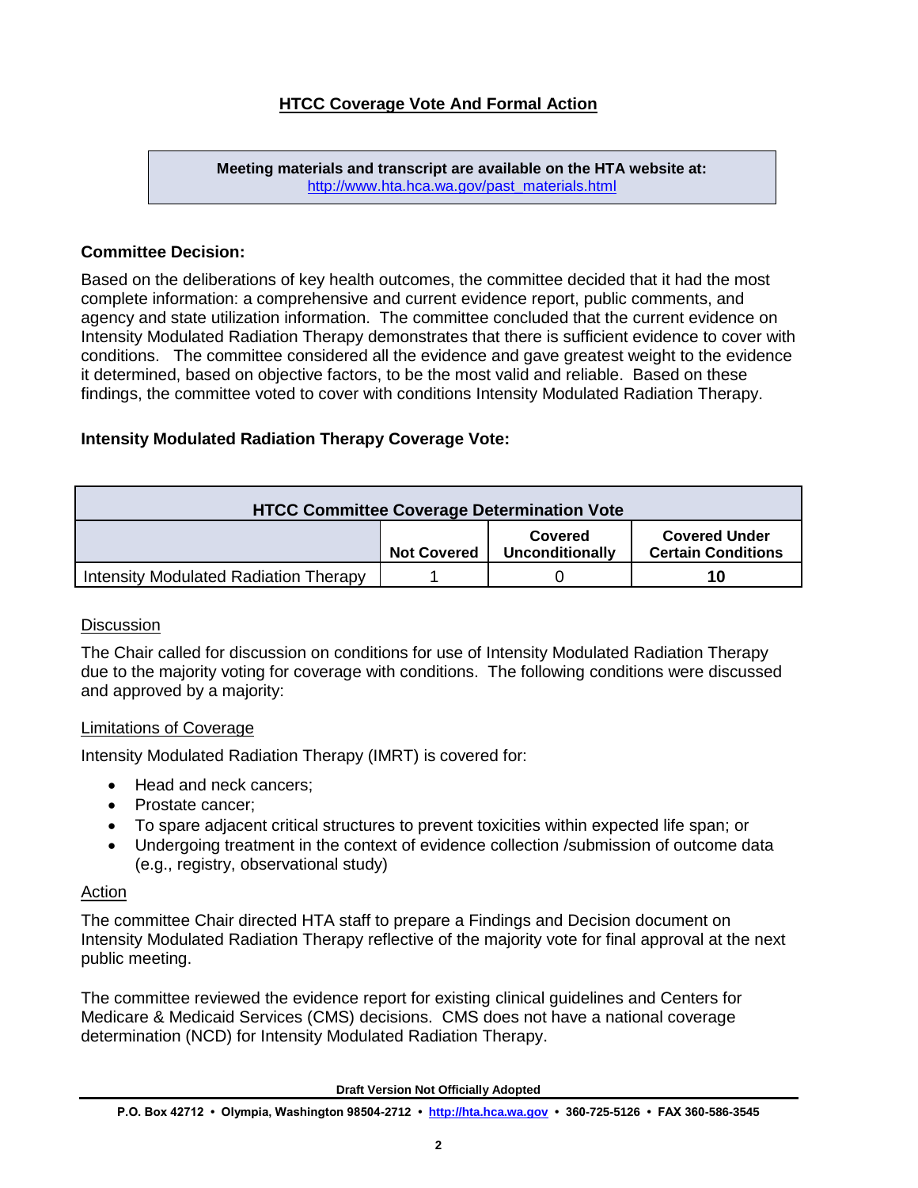## HTCC Coverage Vote And Formal Action

**Meeting materials and transcript are available on the HTA website at:**
http://www.hta.hca.wa.gov/past_materials.html

### Committee Decision:

Based on the deliberations of key health outcomes, the committee decided that it had the most complete information: a comprehensive and current evidence report, public comments, and agency and state utilization information. The committee concluded that the current evidence on Intensity Modulated Radiation Therapy demonstrates that there is sufficient evidence to cover with conditions. The committee considered all the evidence and gave greatest weight to the evidence it determined, based on objective factors, to be the most valid and reliable. Based on these findings, the committee voted to cover with conditions Intensity Modulated Radiation Therapy.

### Intensity Modulated Radiation Therapy Coverage Vote:

| HTCC Committee Coverage Determination Vote | | | |
|---|---|---|---|
| | **Not Covered** | **Covered Unconditionally** | **Covered Under Certain Conditions** |
| Intensity Modulated Radiation Therapy | 1 | 0 | **10** |

Discussion

The Chair called for discussion on conditions for use of Intensity Modulated Radiation Therapy due to the majority voting for coverage with conditions. The following conditions were discussed and approved by a majority:

Limitations of Coverage

Intensity Modulated Radiation Therapy (IMRT) is covered for:

- Head and neck cancers;
- Prostate cancer;
- To spare adjacent critical structures to prevent toxicities within expected life span; or
- Undergoing treatment in the context of evidence collection /submission of outcome data (e.g., registry, observational study)

Action

The committee Chair directed HTA staff to prepare a Findings and Decision document on Intensity Modulated Radiation Therapy reflective of the majority vote for final approval at the next public meeting.

The committee reviewed the evidence report for existing clinical guidelines and Centers for Medicare & Medicaid Services (CMS) decisions. CMS does not have a national coverage determination (NCD) for Intensity Modulated Radiation Therapy.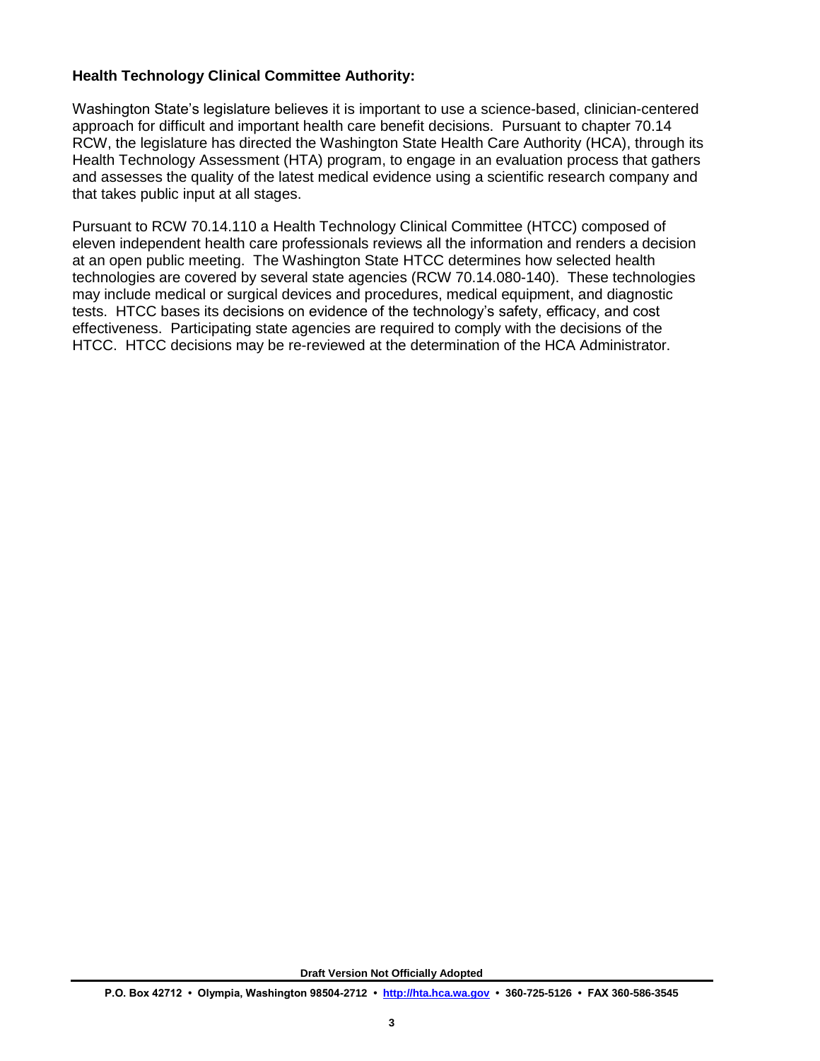**Health Technology Clinical Committee Authority:**

Washington State's legislature believes it is important to use a science-based, clinician-centered approach for difficult and important health care benefit decisions. Pursuant to chapter 70.14 RCW, the legislature has directed the Washington State Health Care Authority (HCA), through its Health Technology Assessment (HTA) program, to engage in an evaluation process that gathers and assesses the quality of the latest medical evidence using a scientific research company and that takes public input at all stages.

Pursuant to RCW 70.14.110 a Health Technology Clinical Committee (HTCC) composed of eleven independent health care professionals reviews all the information and renders a decision at an open public meeting. The Washington State HTCC determines how selected health technologies are covered by several state agencies (RCW 70.14.080-140). These technologies may include medical or surgical devices and procedures, medical equipment, and diagnostic tests. HTCC bases its decisions on evidence of the technology's safety, efficacy, and cost effectiveness. Participating state agencies are required to comply with the decisions of the HTCC. HTCC decisions may be re-reviewed at the determination of the HCA Administrator.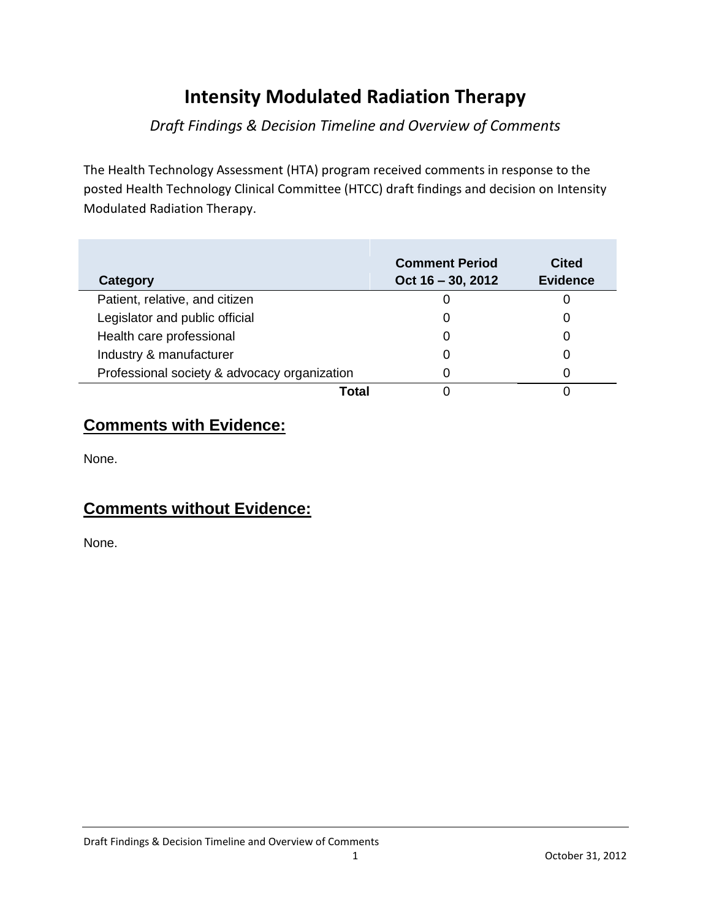# Intensity Modulated Radiation Therapy

*Draft Findings & Decision Timeline and Overview of Comments*

The Health Technology Assessment (HTA) program received comments in response to the posted Health Technology Clinical Committee (HTCC) draft findings and decision on Intensity Modulated Radiation Therapy.

| Category | Comment Period Oct 16 – 30, 2012 | Cited Evidence |
|---|---|---|
| Patient, relative, and citizen | 0 | 0 |
| Legislator and public official | 0 | 0 |
| Health care professional | 0 | 0 |
| Industry & manufacturer | 0 | 0 |
| Professional society & advocacy organization | 0 | 0 |
| **Total** | 0 | 0 |

## Comments with Evidence:

None.

## Comments without Evidence:

None.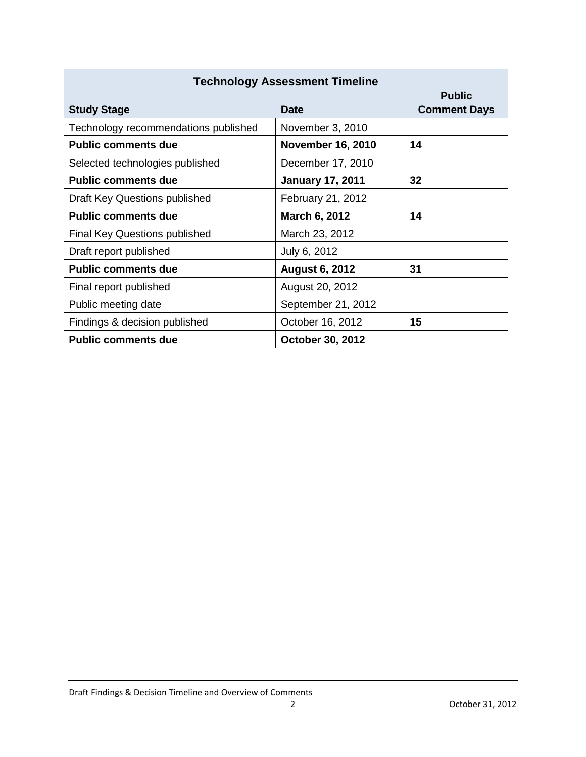| Technology Assessment Timeline | | |
| --- | --- | --- |
| **Study Stage** | **Date** | **Public Comment Days** |
| Technology recommendations published | November 3, 2010 | |
| **Public comments due** | **November 16, 2010** | **14** |
| Selected technologies published | December 17, 2010 | |
| **Public comments due** | **January 17, 2011** | **32** |
| Draft Key Questions published | February 21, 2012 | |
| **Public comments due** | **March 6, 2012** | **14** |
| Final Key Questions published | March 23, 2012 | |
| Draft report published | July 6, 2012 | |
| **Public comments due** | **August 6, 2012** | **31** |
| Final report published | August 20, 2012 | |
| Public meeting date | September 21, 2012 | |
| Findings & decision published | October 16, 2012 | **15** |
| **Public comments due** | **October 30, 2012** | |